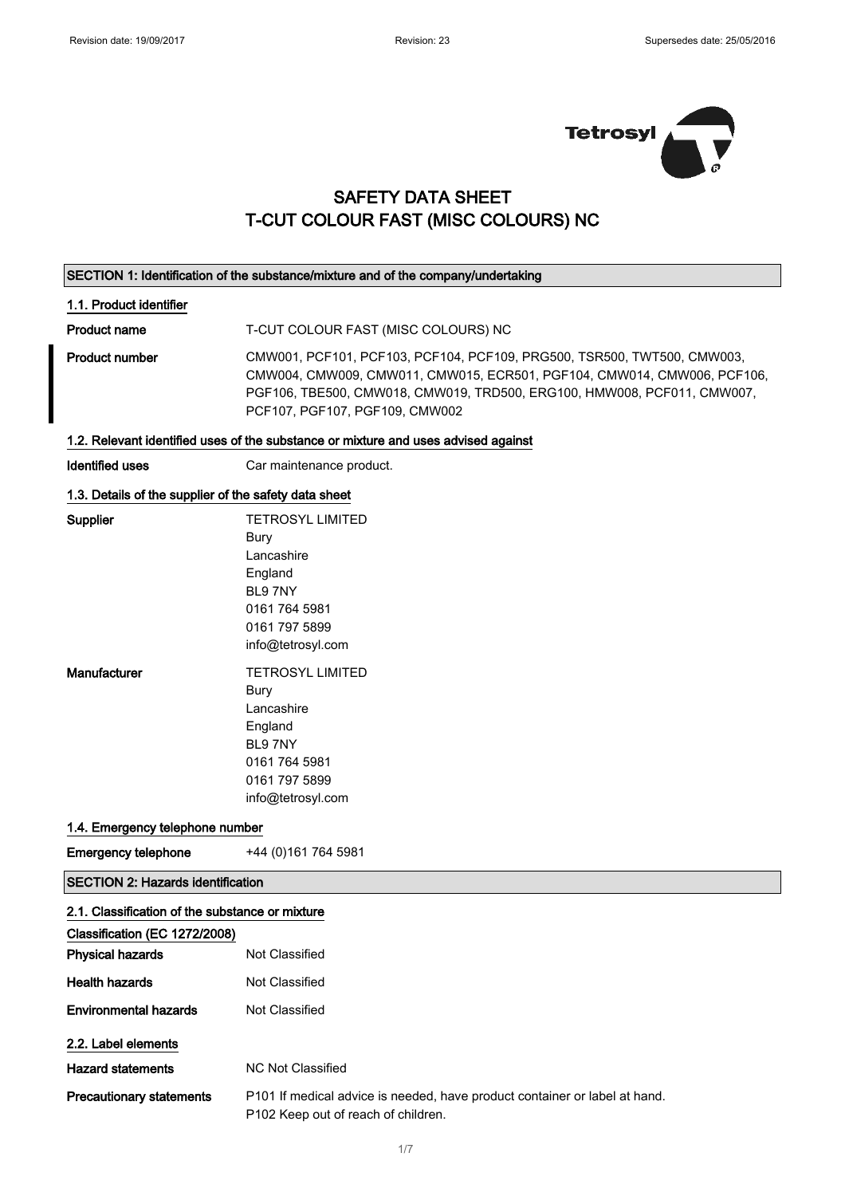Revision date: 19/09/2017 | Revision: 23 | Supersedes date: 25/05/2016

# SAFETY DATA SHEET
# T-CUT COLOUR FAST (MISC COLOURS) NC

## SECTION 1: Identification of the substance/mixture and of the company/undertaking

### 1.1. Product identifier

| | |
|---|---|
| **Product name** | T-CUT COLOUR FAST (MISC COLOURS) NC |
| **Product number** | CMW001, PCF101, PCF103, PCF104, PCF109, PRG500, TSR500, TWT500, CMW003, CMW004, CMW009, CMW011, CMW015, ECR501, PGF104, CMW014, CMW006, PCF106, PGF106, TBE500, CMW018, CMW019, TRD500, ERG100, HMW008, PCF011, CMW007, PCF107, PGF107, PGF109, CMW002 |

### 1.2. Relevant identified uses of the substance or mixture and uses advised against

| | |
|---|---|
| **Identified uses** | Car maintenance product. |

### 1.3. Details of the supplier of the safety data sheet

**Supplier**

TETROSYL LIMITED
Bury
Lancashire
England
BL9 7NY
0161 764 5981
0161 797 5899
info@tetrosyl.com

**Manufacturer**

TETROSYL LIMITED
Bury
Lancashire
England
BL9 7NY
0161 764 5981
0161 797 5899
info@tetrosyl.com

### 1.4. Emergency telephone number

| | |
|---|---|
| **Emergency telephone** | +44 (0)161 764 5981 |

## SECTION 2: Hazards identification

### 2.1. Classification of the substance or mixture

**Classification (EC 1272/2008)**

| | |
|---|---|
| **Physical hazards** | Not Classified |
| **Health hazards** | Not Classified |
| **Environmental hazards** | Not Classified |

### 2.2. Label elements

| | |
|---|---|
| **Hazard statements** | NC Not Classified |
| **Precautionary statements** | P101 If medical advice is needed, have product container or label at hand.<br>P102 Keep out of reach of children. |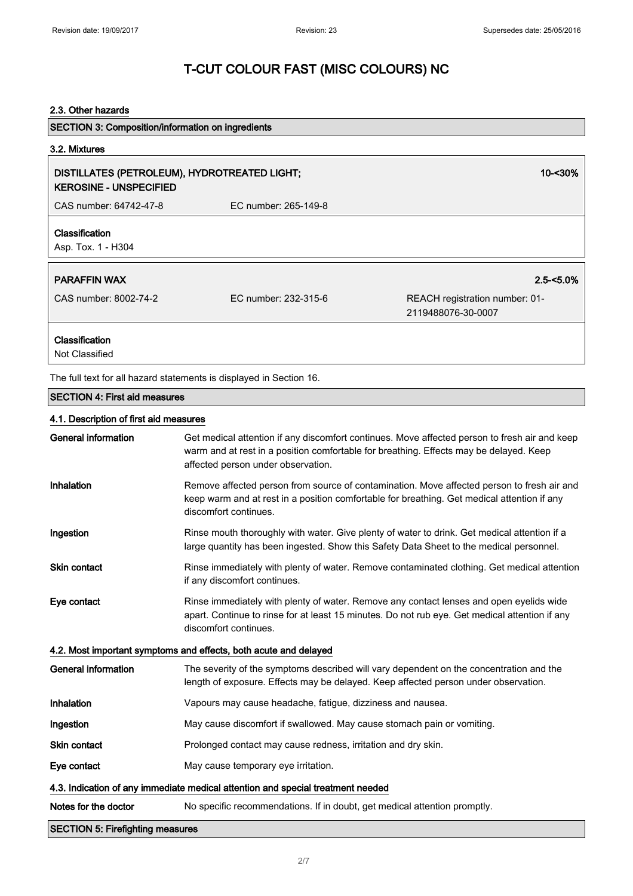# T-CUT COLOUR FAST (MISC COLOURS) NC

### 2.3. Other hazards

## SECTION 3: Composition/information on ingredients

### 3.2. Mixtures

**DISTILLATES (PETROLEUM), HYDROTREATED LIGHT; KEROSINE - UNSPECIFIED** — **10-<30%**

CAS number: 64742-47-8 | EC number: 265-149-8

**Classification**
Asp. Tox. 1 - H304

**PARAFFIN WAX** — **2.5-<5.0%**

CAS number: 8002-74-2 | EC number: 232-315-6 | REACH registration number: 01-2119488076-30-0007

**Classification**
Not Classified

The full text for all hazard statements is displayed in Section 16.

## SECTION 4: First aid measures

### 4.1. Description of first aid measures

| | |
|---|---|
| **General information** | Get medical attention if any discomfort continues. Move affected person to fresh air and keep warm and at rest in a position comfortable for breathing. Effects may be delayed. Keep affected person under observation. |
| **Inhalation** | Remove affected person from source of contamination. Move affected person to fresh air and keep warm and at rest in a position comfortable for breathing. Get medical attention if any discomfort continues. |
| **Ingestion** | Rinse mouth thoroughly with water. Give plenty of water to drink. Get medical attention if a large quantity has been ingested. Show this Safety Data Sheet to the medical personnel. |
| **Skin contact** | Rinse immediately with plenty of water. Remove contaminated clothing. Get medical attention if any discomfort continues. |
| **Eye contact** | Rinse immediately with plenty of water. Remove any contact lenses and open eyelids wide apart. Continue to rinse for at least 15 minutes. Do not rub eye. Get medical attention if any discomfort continues. |

### 4.2. Most important symptoms and effects, both acute and delayed

| | |
|---|---|
| **General information** | The severity of the symptoms described will vary dependent on the concentration and the length of exposure. Effects may be delayed. Keep affected person under observation. |
| **Inhalation** | Vapours may cause headache, fatigue, dizziness and nausea. |
| **Ingestion** | May cause discomfort if swallowed. May cause stomach pain or vomiting. |
| **Skin contact** | Prolonged contact may cause redness, irritation and dry skin. |
| **Eye contact** | May cause temporary eye irritation. |

### 4.3. Indication of any immediate medical attention and special treatment needed

| | |
|---|---|
| **Notes for the doctor** | No specific recommendations. If in doubt, get medical attention promptly. |

## SECTION 5: Firefighting measures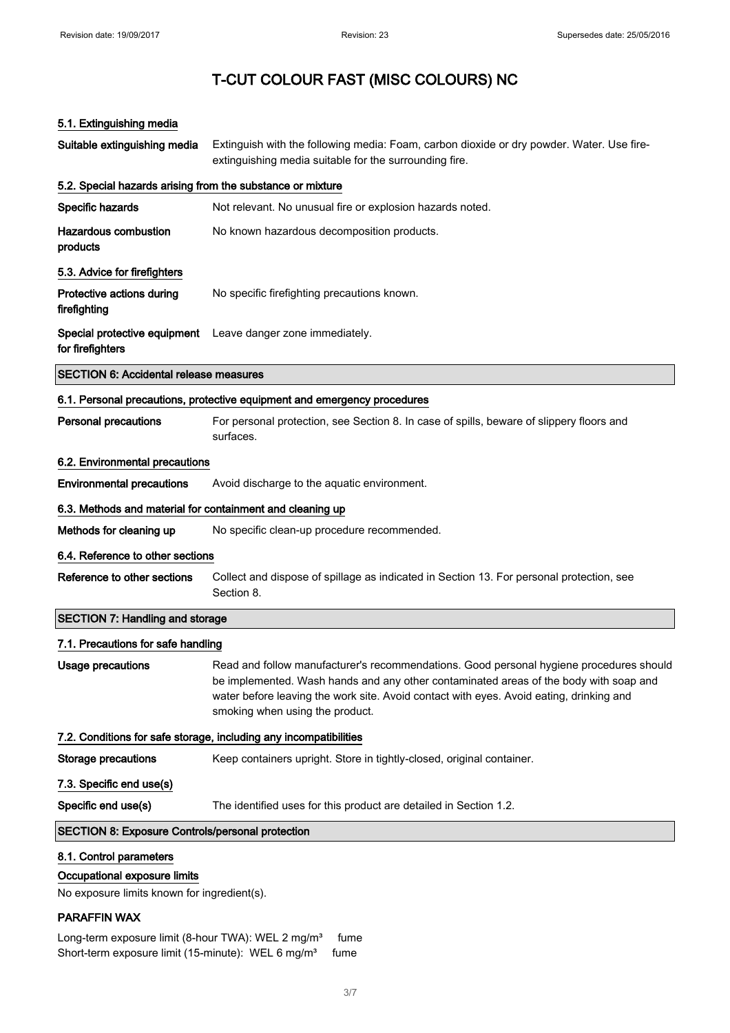# T-CUT COLOUR FAST (MISC COLOURS) NC

### 5.1. Extinguishing media

**Suitable extinguishing media** Extinguish with the following media: Foam, carbon dioxide or dry powder. Water. Use fire-extinguishing media suitable for the surrounding fire.

### 5.2. Special hazards arising from the substance or mixture

**Specific hazards** Not relevant. No unusual fire or explosion hazards noted.

**Hazardous combustion products** No known hazardous decomposition products.

### 5.3. Advice for firefighters

**Protective actions during firefighting** No specific firefighting precautions known.

**Special protective equipment for firefighters** Leave danger zone immediately.

## SECTION 6: Accidental release measures

### 6.1. Personal precautions, protective equipment and emergency procedures

**Personal precautions** For personal protection, see Section 8. In case of spills, beware of slippery floors and surfaces.

### 6.2. Environmental precautions

**Environmental precautions** Avoid discharge to the aquatic environment.

### 6.3. Methods and material for containment and cleaning up

**Methods for cleaning up** No specific clean-up procedure recommended.

### 6.4. Reference to other sections

**Reference to other sections** Collect and dispose of spillage as indicated in Section 13. For personal protection, see Section 8.

## SECTION 7: Handling and storage

### 7.1. Precautions for safe handling

**Usage precautions** Read and follow manufacturer's recommendations. Good personal hygiene procedures should be implemented. Wash hands and any other contaminated areas of the body with soap and water before leaving the work site. Avoid contact with eyes. Avoid eating, drinking and smoking when using the product.

### 7.2. Conditions for safe storage, including any incompatibilities

**Storage precautions** Keep containers upright. Store in tightly-closed, original container.

### 7.3. Specific end use(s)

**Specific end use(s)** The identified uses for this product are detailed in Section 1.2.

## SECTION 8: Exposure Controls/personal protection

### 8.1. Control parameters

**Occupational exposure limits**

No exposure limits known for ingredient(s).

**PARAFFIN WAX**

Long-term exposure limit (8-hour TWA): WEL 2 mg/m³ fume
Short-term exposure limit (15-minute): WEL 6 mg/m³ fume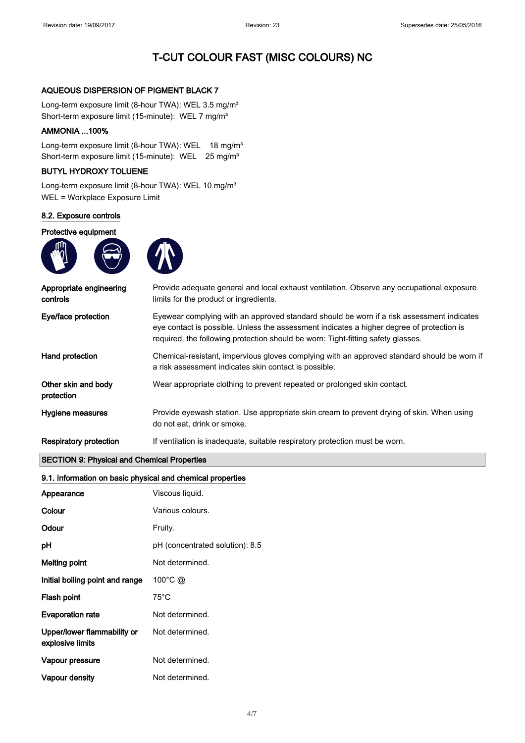# T-CUT COLOUR FAST (MISC COLOURS) NC

**AQUEOUS DISPERSION OF PIGMENT BLACK 7**

Long-term exposure limit (8-hour TWA): WEL 3.5 mg/m³
Short-term exposure limit (15-minute): WEL 7 mg/m³

**AMMONIA ...100%**

Long-term exposure limit (8-hour TWA): WEL 18 mg/m³
Short-term exposure limit (15-minute): WEL 25 mg/m³

**BUTYL HYDROXY TOLUENE**

Long-term exposure limit (8-hour TWA): WEL 10 mg/m³
WEL = Workplace Exposure Limit

## 8.2. Exposure controls

**Protective equipment**

| | |
|---|---|
| **Appropriate engineering controls** | Provide adequate general and local exhaust ventilation. Observe any occupational exposure limits for the product or ingredients. |
| **Eye/face protection** | Eyewear complying with an approved standard should be worn if a risk assessment indicates eye contact is possible. Unless the assessment indicates a higher degree of protection is required, the following protection should be worn: Tight-fitting safety glasses. |
| **Hand protection** | Chemical-resistant, impervious gloves complying with an approved standard should be worn if a risk assessment indicates skin contact is possible. |
| **Other skin and body protection** | Wear appropriate clothing to prevent repeated or prolonged skin contact. |
| **Hygiene measures** | Provide eyewash station. Use appropriate skin cream to prevent drying of skin. When using do not eat, drink or smoke. |
| **Respiratory protection** | If ventilation is inadequate, suitable respiratory protection must be worn. |

## SECTION 9: Physical and Chemical Properties

### 9.1. Information on basic physical and chemical properties

| | |
|---|---|
| **Appearance** | Viscous liquid. |
| **Colour** | Various colours. |
| **Odour** | Fruity. |
| **pH** | pH (concentrated solution): 8.5 |
| **Melting point** | Not determined. |
| **Initial boiling point and range** | 100°C @ |
| **Flash point** | 75°C |
| **Evaporation rate** | Not determined. |
| **Upper/lower flammability or explosive limits** | Not determined. |
| **Vapour pressure** | Not determined. |
| **Vapour density** | Not determined. |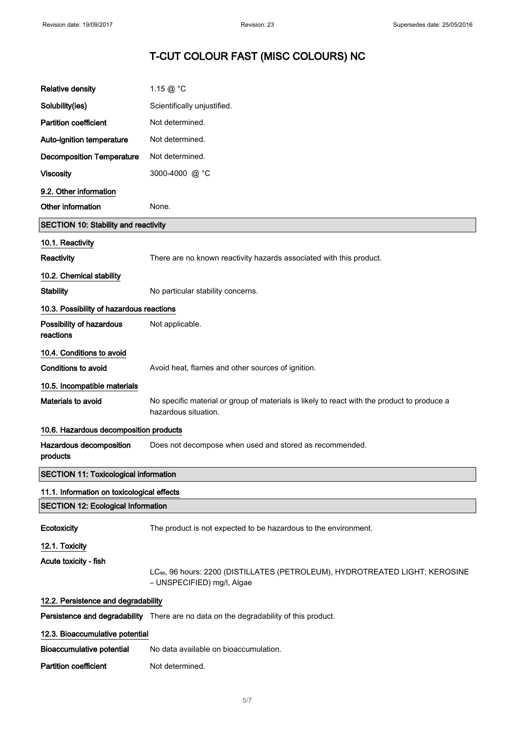# T-CUT COLOUR FAST (MISC COLOURS) NC

| | |
|---|---|
| **Relative density** | 1.15 @ °C |
| **Solubility(ies)** | Scientifically unjustified. |
| **Partition coefficient** | Not determined. |
| **Auto-ignition temperature** | Not determined. |
| **Decomposition Temperature** | Not determined. |
| **Viscosity** | 3000-4000 @ °C |

**9.2. Other information**

| | |
|---|---|
| **Other information** | None. |

## SECTION 10: Stability and reactivity

**10.1. Reactivity**

| | |
|---|---|
| **Reactivity** | There are no known reactivity hazards associated with this product. |

**10.2. Chemical stability**

| | |
|---|---|
| **Stability** | No particular stability concerns. |

**10.3. Possibility of hazardous reactions**

| | |
|---|---|
| **Possibility of hazardous reactions** | Not applicable. |

**10.4. Conditions to avoid**

| | |
|---|---|
| **Conditions to avoid** | Avoid heat, flames and other sources of ignition. |

**10.5. Incompatible materials**

| | |
|---|---|
| **Materials to avoid** | No specific material or group of materials is likely to react with the product to produce a hazardous situation. |

**10.6. Hazardous decomposition products**

| | |
|---|---|
| **Hazardous decomposition products** | Does not decompose when used and stored as recommended. |

## SECTION 11: Toxicological information

**11.1. Information on toxicological effects**

## SECTION 12: Ecological Information

| | |
|---|---|
| **Ecotoxicity** | The product is not expected to be hazardous to the environment. |

**12.1. Toxicity**

| | |
|---|---|
| **Acute toxicity - fish** | $LC_{50}$, 96 hours: 2200 (DISTILLATES (PETROLEUM), HYDROTREATED LIGHT; KEROSINE – UNSPECIFIED) mg/l, Algae |

**12.2. Persistence and degradability**

| | |
|---|---|
| **Persistence and degradability** | There are no data on the degradability of this product. |

**12.3. Bioaccumulative potential**

| | |
|---|---|
| **Bioaccumulative potential** | No data available on bioaccumulation. |
| **Partition coefficient** | Not determined. |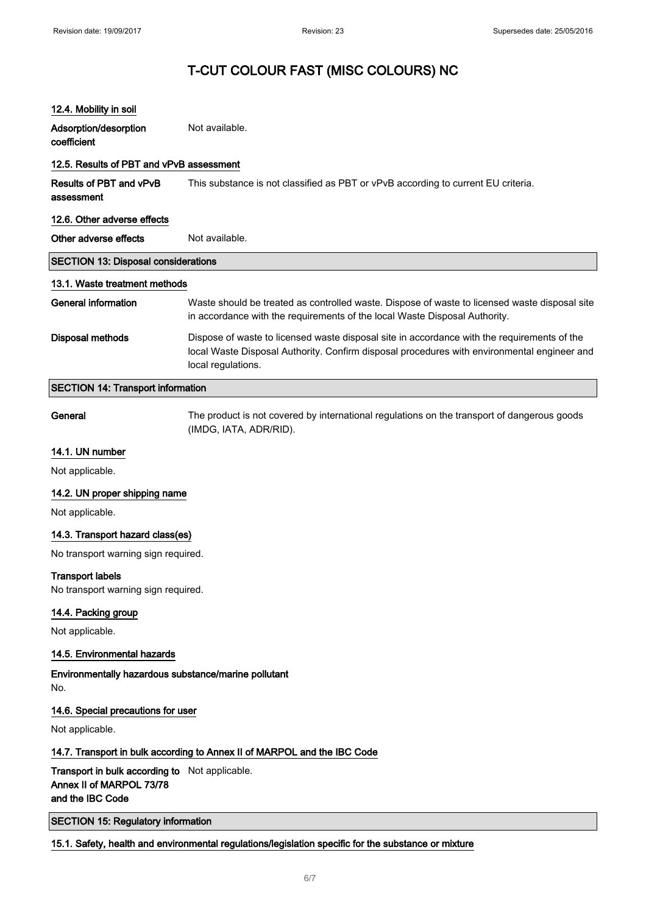#### 12.4. Mobility in soil

**Adsorption/desorption coefficient** Not available.

#### 12.5. Results of PBT and vPvB assessment

**Results of PBT and vPvB assessment** This substance is not classified as PBT or vPvB according to current EU criteria.

#### 12.6. Other adverse effects

**Other adverse effects** Not available.

## SECTION 13: Disposal considerations

#### 13.1. Waste treatment methods

**General information** Waste should be treated as controlled waste. Dispose of waste to licensed waste disposal site in accordance with the requirements of the local Waste Disposal Authority.

**Disposal methods** Dispose of waste to licensed waste disposal site in accordance with the requirements of the local Waste Disposal Authority. Confirm disposal procedures with environmental engineer and local regulations.

## SECTION 14: Transport information

**General** The product is not covered by international regulations on the transport of dangerous goods (IMDG, IATA, ADR/RID).

#### 14.1. UN number

Not applicable.

#### 14.2. UN proper shipping name

Not applicable.

#### 14.3. Transport hazard class(es)

No transport warning sign required.

**Transport labels**
No transport warning sign required.

#### 14.4. Packing group

Not applicable.

#### 14.5. Environmental hazards

**Environmentally hazardous substance/marine pollutant**
No.

#### 14.6. Special precautions for user

Not applicable.

#### 14.7. Transport in bulk according to Annex II of MARPOL and the IBC Code

**Transport in bulk according to Annex II of MARPOL 73/78 and the IBC Code** Not applicable.

## SECTION 15: Regulatory information

#### 15.1. Safety, health and environmental regulations/legislation specific for the substance or mixture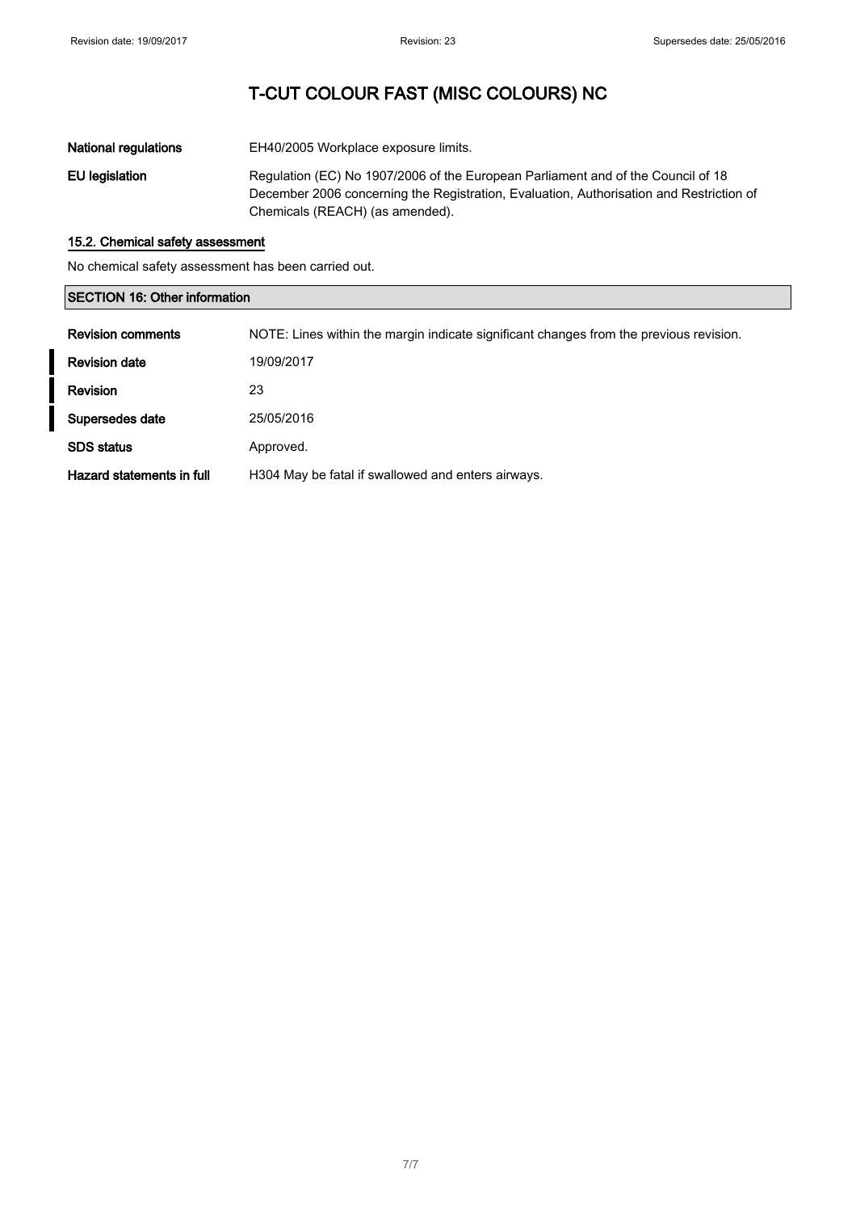# T-CUT COLOUR FAST (MISC COLOURS) NC

| | |
|---|---|
| **National regulations** | EH40/2005 Workplace exposure limits. |
| **EU legislation** | Regulation (EC) No 1907/2006 of the European Parliament and of the Council of 18 December 2006 concerning the Registration, Evaluation, Authorisation and Restriction of Chemicals (REACH) (as amended). |

### 15.2. Chemical safety assessment

No chemical safety assessment has been carried out.

## SECTION 16: Other information

| | |
|---|---|
| **Revision comments** | NOTE: Lines within the margin indicate significant changes from the previous revision. |
| **Revision date** | 19/09/2017 |
| **Revision** | 23 |
| **Supersedes date** | 25/05/2016 |
| **SDS status** | Approved. |
| **Hazard statements in full** | H304 May be fatal if swallowed and enters airways. |